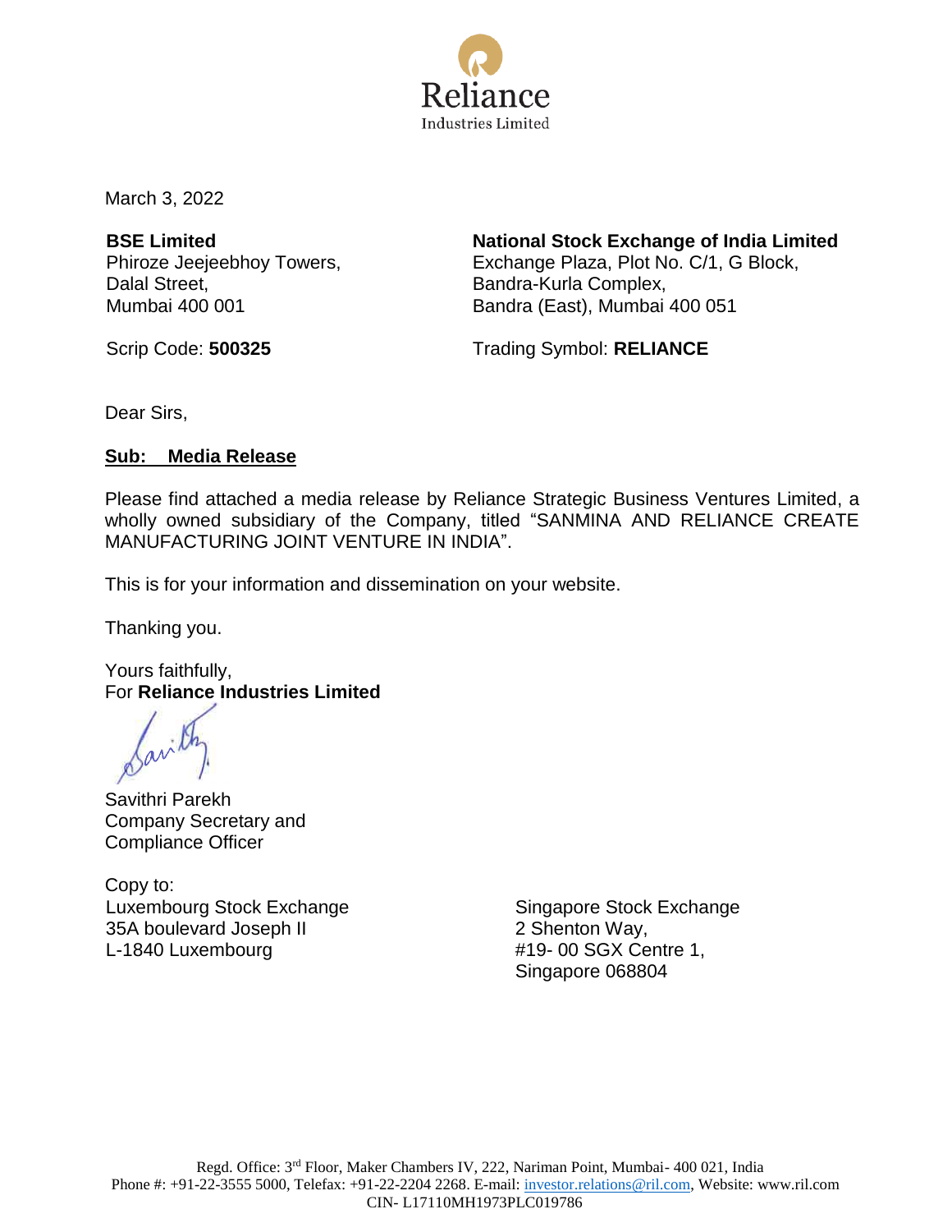March 3, 2022

**BSE Limited**
Phiroze Jeejeebhoy Towers,
Dalal Street,
Mumbai 400 001

Scrip Code: **500325**

**National Stock Exchange of India Limited**
Exchange Plaza, Plot No. C/1, G Block,
Bandra-Kurla Complex,
Bandra (East), Mumbai 400 051

Trading Symbol: **RELIANCE**

Dear Sirs,

**Sub: Media Release**

Please find attached a media release by Reliance Strategic Business Ventures Limited, a wholly owned subsidiary of the Company, titled "SANMINA AND RELIANCE CREATE MANUFACTURING JOINT VENTURE IN INDIA".

This is for your information and dissemination on your website.

Thanking you.

Yours faithfully,
For **Reliance Industries Limited**

Savithri Parekh
Company Secretary and
Compliance Officer

Copy to:

Luxembourg Stock Exchange
35A boulevard Joseph II
L-1840 Luxembourg

Singapore Stock Exchange
2 Shenton Way,
#19- 00 SGX Centre 1,
Singapore 068804

Regd. Office: 3rd Floor, Maker Chambers IV, 222, Nariman Point, Mumbai- 400 021, India
Phone #: +91-22-3555 5000, Telefax: +91-22-2204 2268. E-mail: investor.relations@ril.com, Website: www.ril.com
CIN- L17110MH1973PLC019786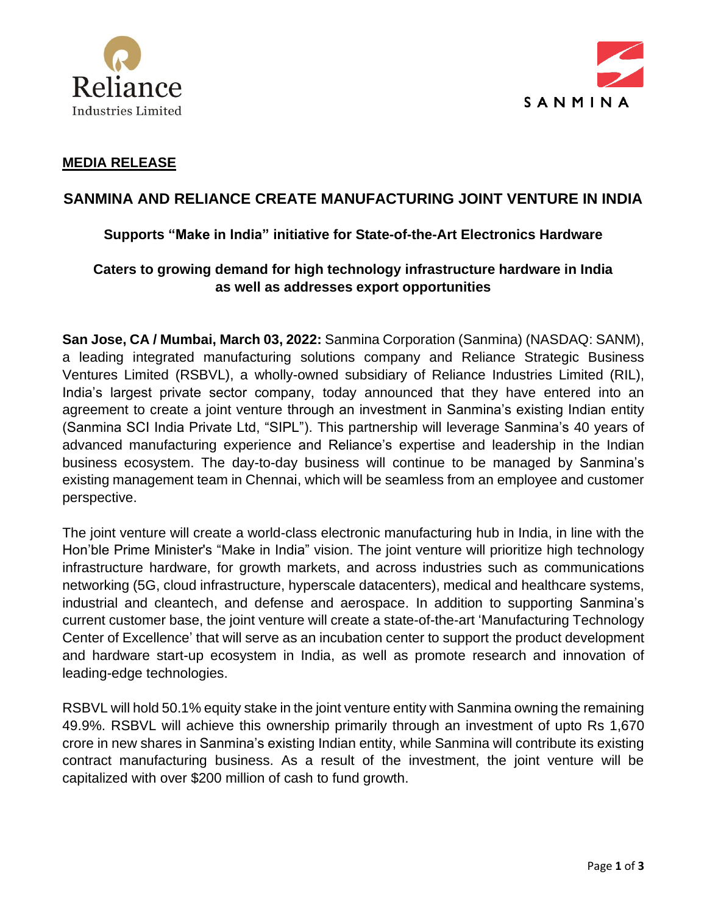**MEDIA RELEASE**

## SANMINA AND RELIANCE CREATE MANUFACTURING JOINT VENTURE IN INDIA

### Supports "Make in India" initiative for State-of-the-Art Electronics Hardware

### Caters to growing demand for high technology infrastructure hardware in India as well as addresses export opportunities

**San Jose, CA / Mumbai, March 03, 2022:** Sanmina Corporation (Sanmina) (NASDAQ: SANM), a leading integrated manufacturing solutions company and Reliance Strategic Business Ventures Limited (RSBVL), a wholly-owned subsidiary of Reliance Industries Limited (RIL), India's largest private sector company, today announced that they have entered into an agreement to create a joint venture through an investment in Sanmina's existing Indian entity (Sanmina SCI India Private Ltd, "SIPL"). This partnership will leverage Sanmina's 40 years of advanced manufacturing experience and Reliance's expertise and leadership in the Indian business ecosystem. The day-to-day business will continue to be managed by Sanmina's existing management team in Chennai, which will be seamless from an employee and customer perspective.

The joint venture will create a world-class electronic manufacturing hub in India, in line with the Hon'ble Prime Minister's "Make in India" vision. The joint venture will prioritize high technology infrastructure hardware, for growth markets, and across industries such as communications networking (5G, cloud infrastructure, hyperscale datacenters), medical and healthcare systems, industrial and cleantech, and defense and aerospace. In addition to supporting Sanmina's current customer base, the joint venture will create a state-of-the-art 'Manufacturing Technology Center of Excellence' that will serve as an incubation center to support the product development and hardware start-up ecosystem in India, as well as promote research and innovation of leading-edge technologies.

RSBVL will hold 50.1% equity stake in the joint venture entity with Sanmina owning the remaining 49.9%. RSBVL will achieve this ownership primarily through an investment of upto Rs 1,670 crore in new shares in Sanmina's existing Indian entity, while Sanmina will contribute its existing contract manufacturing business. As a result of the investment, the joint venture will be capitalized with over $200 million of cash to fund growth.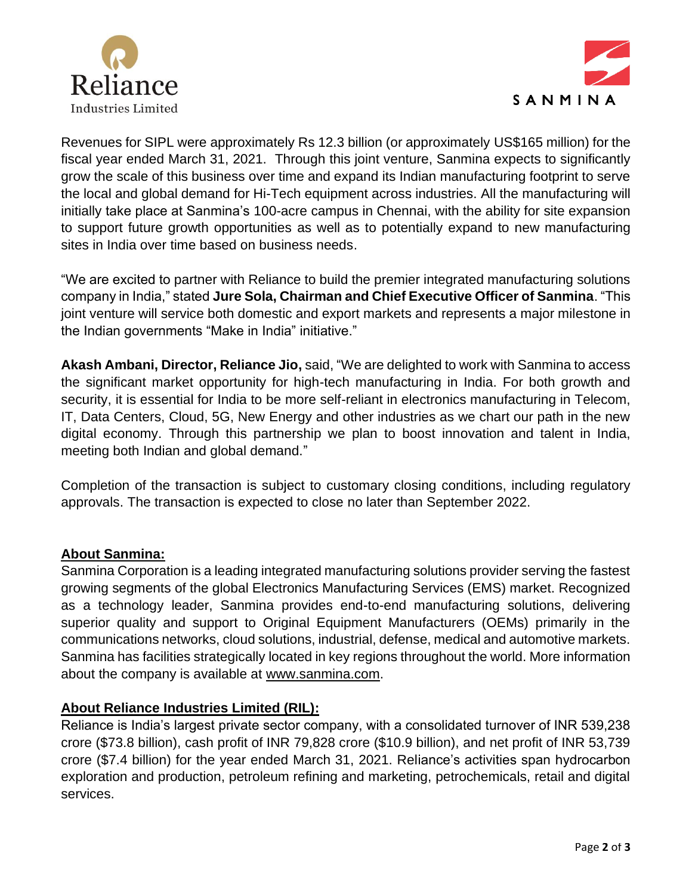Revenues for SIPL were approximately Rs 12.3 billion (or approximately US$165 million) for the fiscal year ended March 31, 2021. Through this joint venture, Sanmina expects to significantly grow the scale of this business over time and expand its Indian manufacturing footprint to serve the local and global demand for Hi-Tech equipment across industries. All the manufacturing will initially take place at Sanmina's 100-acre campus in Chennai, with the ability for site expansion to support future growth opportunities as well as to potentially expand to new manufacturing sites in India over time based on business needs.

"We are excited to partner with Reliance to build the premier integrated manufacturing solutions company in India," stated **Jure Sola, Chairman and Chief Executive Officer of Sanmina**. "This joint venture will service both domestic and export markets and represents a major milestone in the Indian governments "Make in India" initiative."

**Akash Ambani, Director, Reliance Jio,** said, "We are delighted to work with Sanmina to access the significant market opportunity for high-tech manufacturing in India. For both growth and security, it is essential for India to be more self-reliant in electronics manufacturing in Telecom, IT, Data Centers, Cloud, 5G, New Energy and other industries as we chart our path in the new digital economy. Through this partnership we plan to boost innovation and talent in India, meeting both Indian and global demand."

Completion of the transaction is subject to customary closing conditions, including regulatory approvals. The transaction is expected to close no later than September 2022.

**About Sanmina:**

Sanmina Corporation is a leading integrated manufacturing solutions provider serving the fastest growing segments of the global Electronics Manufacturing Services (EMS) market. Recognized as a technology leader, Sanmina provides end-to-end manufacturing solutions, delivering superior quality and support to Original Equipment Manufacturers (OEMs) primarily in the communications networks, cloud solutions, industrial, defense, medical and automotive markets. Sanmina has facilities strategically located in key regions throughout the world. More information about the company is available at www.sanmina.com.

**About Reliance Industries Limited (RIL):**

Reliance is India's largest private sector company, with a consolidated turnover of INR 539,238 crore ($73.8 billion), cash profit of INR 79,828 crore ($10.9 billion), and net profit of INR 53,739 crore ($7.4 billion) for the year ended March 31, 2021. Reliance's activities span hydrocarbon exploration and production, petroleum refining and marketing, petrochemicals, retail and digital services.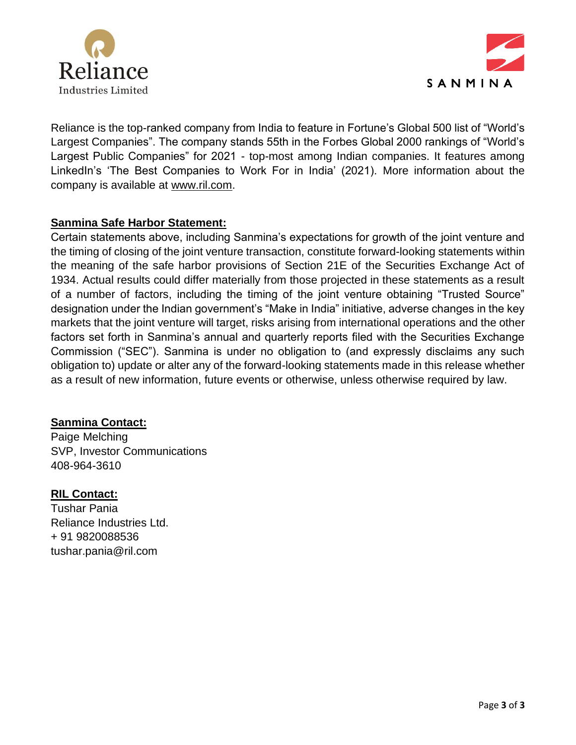Reliance is the top-ranked company from India to feature in Fortune's Global 500 list of "World's Largest Companies". The company stands 55th in the Forbes Global 2000 rankings of "World's Largest Public Companies" for 2021 - top-most among Indian companies. It features among LinkedIn's 'The Best Companies to Work For in India' (2021). More information about the company is available at www.ril.com.

**Sanmina Safe Harbor Statement:**

Certain statements above, including Sanmina's expectations for growth of the joint venture and the timing of closing of the joint venture transaction, constitute forward-looking statements within the meaning of the safe harbor provisions of Section 21E of the Securities Exchange Act of 1934. Actual results could differ materially from those projected in these statements as a result of a number of factors, including the timing of the joint venture obtaining "Trusted Source" designation under the Indian government's "Make in India" initiative, adverse changes in the key markets that the joint venture will target, risks arising from international operations and the other factors set forth in Sanmina's annual and quarterly reports filed with the Securities Exchange Commission ("SEC"). Sanmina is under no obligation to (and expressly disclaims any such obligation to) update or alter any of the forward-looking statements made in this release whether as a result of new information, future events or otherwise, unless otherwise required by law.

**Sanmina Contact:**

Paige Melching
SVP, Investor Communications
408-964-3610

**RIL Contact:**

Tushar Pania
Reliance Industries Ltd.
+ 91 9820088536
tushar.pania@ril.com